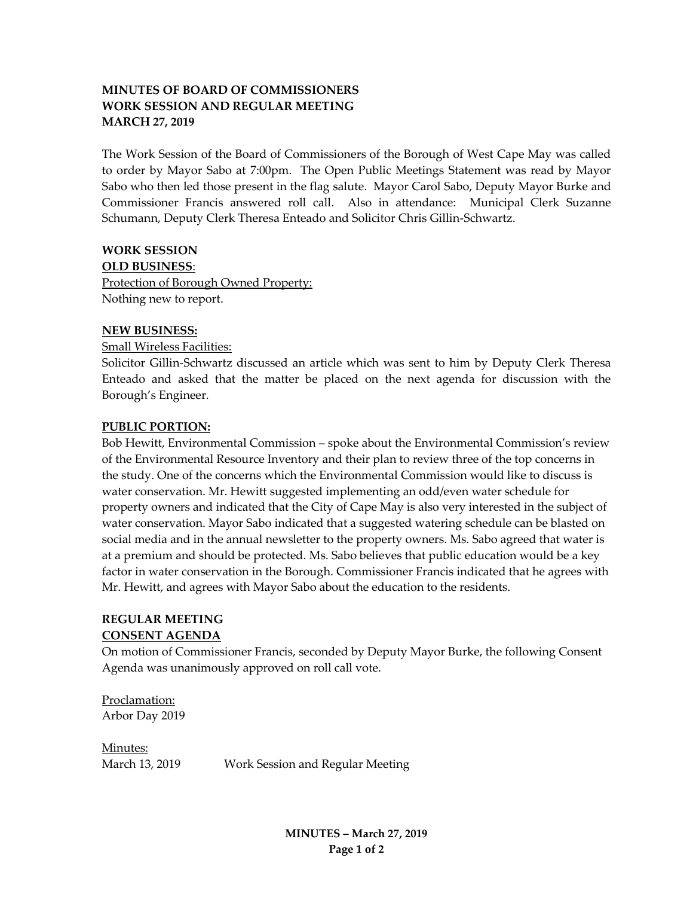**MINUTES OF BOARD OF COMMISSIONERS**
**WORK SESSION AND REGULAR MEETING**
**MARCH 27, 2019**

The Work Session of the Board of Commissioners of the Borough of West Cape May was called to order by Mayor Sabo at 7:00pm. The Open Public Meetings Statement was read by Mayor Sabo who then led those present in the flag salute. Mayor Carol Sabo, Deputy Mayor Burke and Commissioner Francis answered roll call. Also in attendance: Municipal Clerk Suzanne Schumann, Deputy Clerk Theresa Enteado and Solicitor Chris Gillin-Schwartz.

**WORK SESSION**

**OLD BUSINESS**:

Protection of Borough Owned Property:
Nothing new to report.

**NEW BUSINESS:**

Small Wireless Facilities:
Solicitor Gillin-Schwartz discussed an article which was sent to him by Deputy Clerk Theresa Enteado and asked that the matter be placed on the next agenda for discussion with the Borough's Engineer.

**PUBLIC PORTION:**

Bob Hewitt, Environmental Commission – spoke about the Environmental Commission's review of the Environmental Resource Inventory and their plan to review three of the top concerns in the study. One of the concerns which the Environmental Commission would like to discuss is water conservation. Mr. Hewitt suggested implementing an odd/even water schedule for property owners and indicated that the City of Cape May is also very interested in the subject of water conservation. Mayor Sabo indicated that a suggested watering schedule can be blasted on social media and in the annual newsletter to the property owners. Ms. Sabo agreed that water is at a premium and should be protected. Ms. Sabo believes that public education would be a key factor in water conservation in the Borough. Commissioner Francis indicated that he agrees with Mr. Hewitt, and agrees with Mayor Sabo about the education to the residents.

**REGULAR MEETING**

**CONSENT AGENDA**

On motion of Commissioner Francis, seconded by Deputy Mayor Burke, the following Consent Agenda was unanimously approved on roll call vote.

Proclamation:
Arbor Day 2019

Minutes:
March 13, 2019 Work Session and Regular Meeting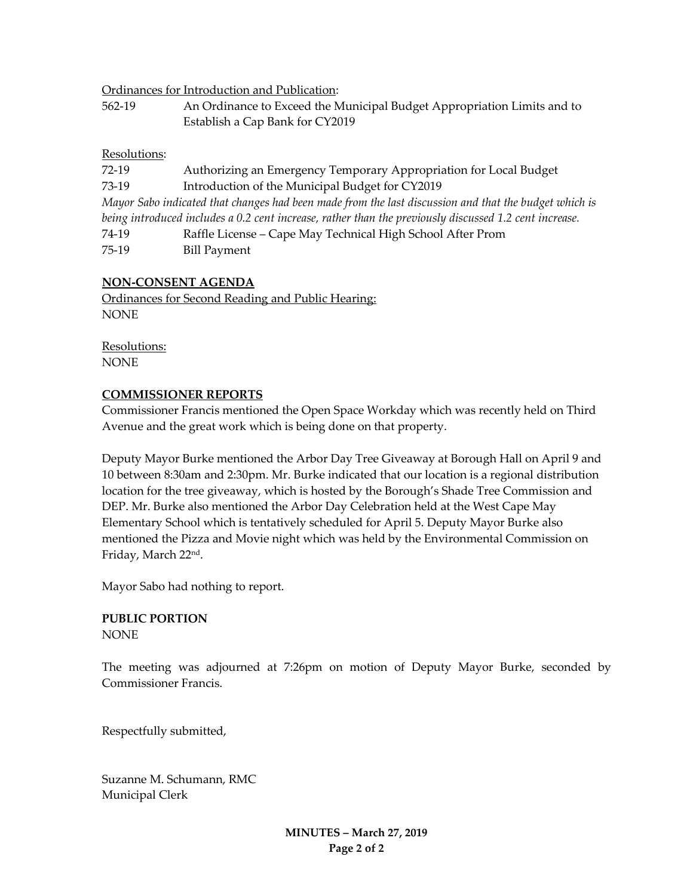Ordinances for Introduction and Publication:

562-19 An Ordinance to Exceed the Municipal Budget Appropriation Limits and to Establish a Cap Bank for CY2019

Resolutions:

72-19 Authorizing an Emergency Temporary Appropriation for Local Budget

73-19 Introduction of the Municipal Budget for CY2019

*Mayor Sabo indicated that changes had been made from the last discussion and that the budget which is being introduced includes a 0.2 cent increase, rather than the previously discussed 1.2 cent increase.*

74-19 Raffle License – Cape May Technical High School After Prom

75-19 Bill Payment

**NON-CONSENT AGENDA**

Ordinances for Second Reading and Public Hearing:
NONE

Resolutions:
NONE

**COMMISSIONER REPORTS**

Commissioner Francis mentioned the Open Space Workday which was recently held on Third Avenue and the great work which is being done on that property.

Deputy Mayor Burke mentioned the Arbor Day Tree Giveaway at Borough Hall on April 9 and 10 between 8:30am and 2:30pm. Mr. Burke indicated that our location is a regional distribution location for the tree giveaway, which is hosted by the Borough's Shade Tree Commission and DEP. Mr. Burke also mentioned the Arbor Day Celebration held at the West Cape May Elementary School which is tentatively scheduled for April 5. Deputy Mayor Burke also mentioned the Pizza and Movie night which was held by the Environmental Commission on Friday, March 22nd.

Mayor Sabo had nothing to report.

**PUBLIC PORTION**

NONE

The meeting was adjourned at 7:26pm on motion of Deputy Mayor Burke, seconded by Commissioner Francis.

Respectfully submitted,

Suzanne M. Schumann, RMC
Municipal Clerk

**MINUTES – March 27, 2019**